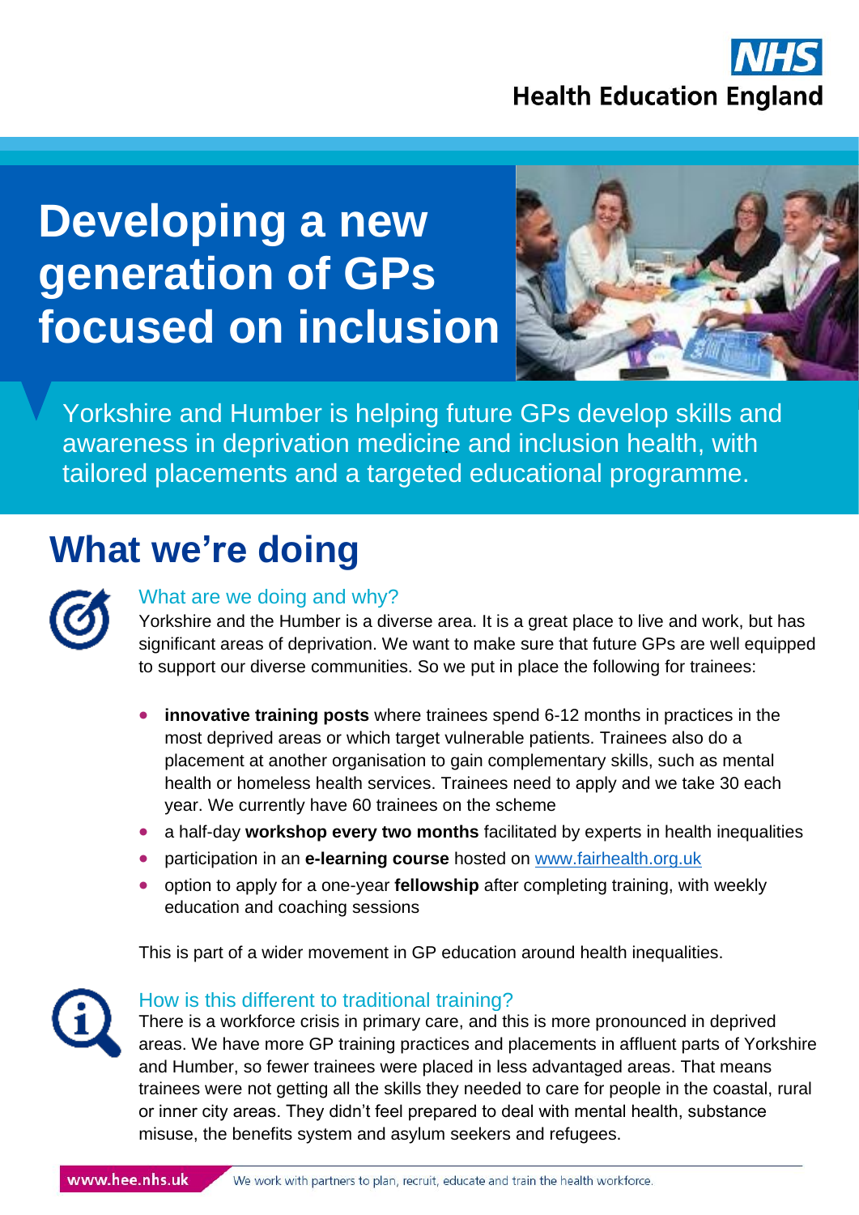NHS Health Education England

# Developing a new generation of GPs focused on inclusion

Yorkshire and Humber is helping future GPs develop skills and awareness in deprivation medicine and inclusion health, with tailored placements and a targeted educational programme.

## What we're doing

### What are we doing and why?

Yorkshire and the Humber is a diverse area. It is a great place to live and work, but has significant areas of deprivation. We want to make sure that future GPs are well equipped to support our diverse communities. So we put in place the following for trainees:

- **innovative training posts** where trainees spend 6-12 months in practices in the most deprived areas or which target vulnerable patients. Trainees also do a placement at another organisation to gain complementary skills, such as mental health or homeless health services. Trainees need to apply and we take 30 each year. We currently have 60 trainees on the scheme
- a half-day **workshop every two months** facilitated by experts in health inequalities
- participation in an **e-learning course** hosted on www.fairhealth.org.uk
- option to apply for a one-year **fellowship** after completing training, with weekly education and coaching sessions

This is part of a wider movement in GP education around health inequalities.

### How is this different to traditional training?

There is a workforce crisis in primary care, and this is more pronounced in deprived areas. We have more GP training practices and placements in affluent parts of Yorkshire and Humber, so fewer trainees were placed in less advantaged areas. That means trainees were not getting all the skills they needed to care for people in the coastal, rural or inner city areas. They didn't feel prepared to deal with mental health, substance misuse, the benefits system and asylum seekers and refugees.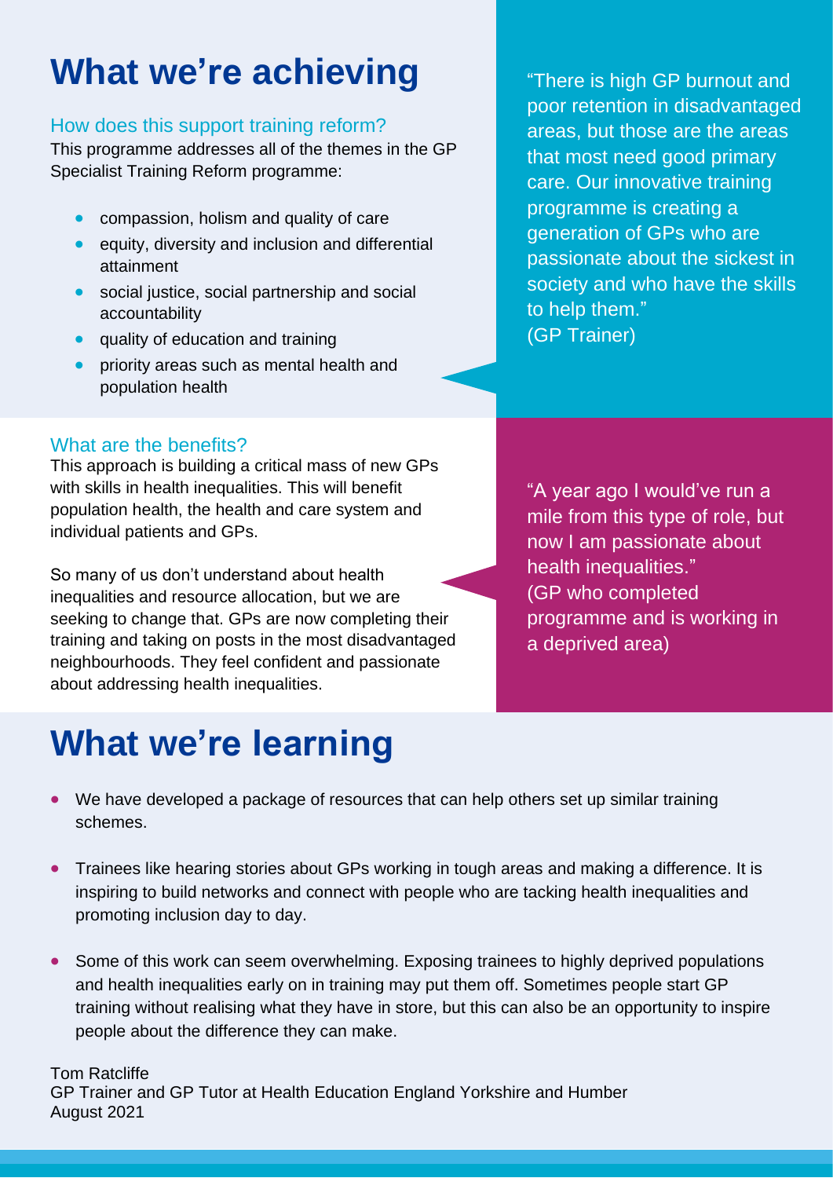# What we're achieving

### How does this support training reform?

This programme addresses all of the themes in the GP Specialist Training Reform programme:

- compassion, holism and quality of care
- equity, diversity and inclusion and differential attainment
- social justice, social partnership and social accountability
- quality of education and training
- priority areas such as mental health and population health

"There is high GP burnout and poor retention in disadvantaged areas, but those are the areas that most need good primary care. Our innovative training programme is creating a generation of GPs who are passionate about the sickest in society and who have the skills to help them."
(GP Trainer)

### What are the benefits?

This approach is building a critical mass of new GPs with skills in health inequalities. This will benefit population health, the health and care system and individual patients and GPs.

So many of us don't understand about health inequalities and resource allocation, but we are seeking to change that. GPs are now completing their training and taking on posts in the most disadvantaged neighbourhoods. They feel confident and passionate about addressing health inequalities.

"A year ago I would've run a mile from this type of role, but now I am passionate about health inequalities."
(GP who completed programme and is working in a deprived area)

# What we're learning

- We have developed a package of resources that can help others set up similar training schemes.
- Trainees like hearing stories about GPs working in tough areas and making a difference. It is inspiring to build networks and connect with people who are tacking health inequalities and promoting inclusion day to day.
- Some of this work can seem overwhelming. Exposing trainees to highly deprived populations and health inequalities early on in training may put them off. Sometimes people start GP training without realising what they have in store, but this can also be an opportunity to inspire people about the difference they can make.

Tom Ratcliffe
GP Trainer and GP Tutor at Health Education England Yorkshire and Humber
August 2021